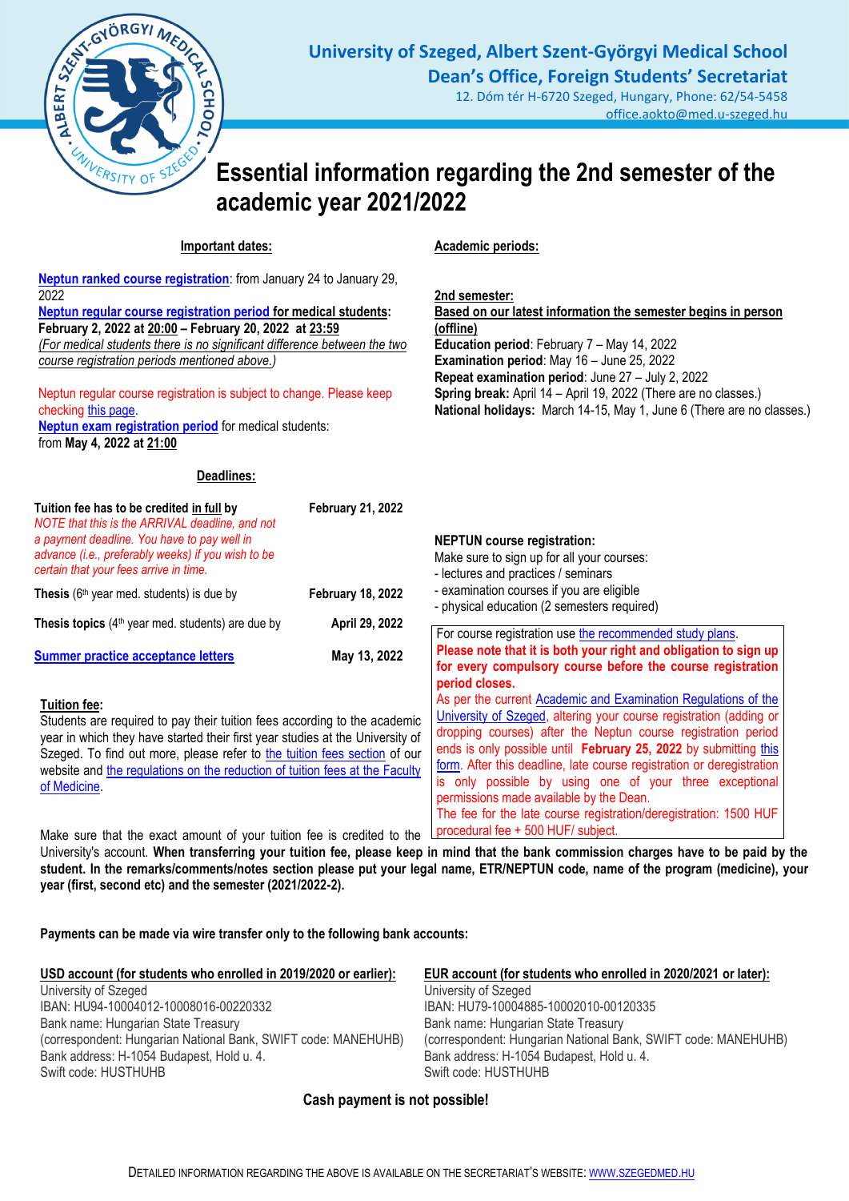**University of Szeged, Albert Szent-Györgyi Medical School**
**Dean's Office, Foreign Students' Secretariat**
12. Dóm tér H-6720 Szeged, Hungary, Phone: 62/54-5458
office.aokto@med.u-szeged.hu

# Essential information regarding the 2nd semester of the academic year 2021/2022

## Important dates:

**Neptun ranked course registration**: from January 24 to January 29, 2022

**Neptun regular course registration period for medical students**: **February 2, 2022 at 20:00 – February 20, 2022 at 23:59**

*(For medical students there is no significant difference between the two course registration periods mentioned above.)*

Neptun regular course registration is subject to change. Please keep checking this page.

**Neptun exam registration period** for medical students: from **May 4, 2022 at 21:00**

## Deadlines:

| | |
|---|---|
| **Tuition fee has to be credited in full by** *NOTE that this is the ARRIVAL deadline, and not a payment deadline. You have to pay well in advance (i.e., preferably weeks) if you wish to be certain that your fees arrive in time.* | **February 21, 2022** |
| **Thesis** (6th year med. students) is due by | **February 18, 2022** |
| **Thesis topics** (4th year med. students) are due by | **April 29, 2022** |
| **Summer practice acceptance letters** | **May 13, 2022** |

**Tuition fee:**

Students are required to pay their tuition fees according to the academic year in which they have started their first year studies at the University of Szeged. To find out more, please refer to the tuition fees section of our website and the regulations on the reduction of tuition fees at the Faculty of Medicine.

## Academic periods:

**2nd semester:**

**Based on our latest information the semester begins in person (offline)**

**Education period**: February 7 – May 14, 2022
**Examination period**: May 16 – June 25, 2022
**Repeat examination period**: June 27 – July 2, 2022
**Spring break:** April 14 – April 19, 2022 (There are no classes.)
**National holidays:** March 14-15, May 1, June 6 (There are no classes.)

**NEPTUN course registration:**

Make sure to sign up for all your courses:

- lectures and practices / seminars
- examination courses if you are eligible
- physical education (2 semesters required)

For course registration use the recommended study plans.

**Please note that it is both your right and obligation to sign up for every compulsory course before the course registration period closes.**

As per the current Academic and Examination Regulations of the University of Szeged, altering your course registration (adding or dropping courses) after the Neptun course registration period ends is only possible until **February 25, 2022** by submitting this form. After this deadline, late course registration or deregistration is only possible by using one of your three exceptional permissions made available by the Dean.

The fee for the late course registration/deregistration: 1500 HUF procedural fee + 500 HUF/ subject.

Make sure that the exact amount of your tuition fee is credited to the University's account. **When transferring your tuition fee, please keep in mind that the bank commission charges have to be paid by the student. In the remarks/comments/notes section please put your legal name, ETR/NEPTUN code, name of the program (medicine), your year (first, second etc) and the semester (2021/2022-2).**

**Payments can be made via wire transfer only to the following bank accounts:**

**USD account (for students who enrolled in 2019/2020 or earlier):**
University of Szeged
IBAN: HU94-10004012-10008016-00220332
Bank name: Hungarian State Treasury
(correspondent: Hungarian National Bank, SWIFT code: MANEHUHB)
Bank address: H-1054 Budapest, Hold u. 4.
Swift code: HUSTHUHB

**EUR account (for students who enrolled in 2020/2021 or later):**
University of Szeged
IBAN: HU79-10004885-10002010-00120335
Bank name: Hungarian State Treasury
(correspondent: Hungarian National Bank, SWIFT code: MANEHUHB)
Bank address: H-1054 Budapest, Hold u. 4.
Swift code: HUSTHUHB

**Cash payment is not possible!**

DETAILED INFORMATION REGARDING THE ABOVE IS AVAILABLE ON THE SECRETARIAT'S WEBSITE: WWW.SZEGEDMED.HU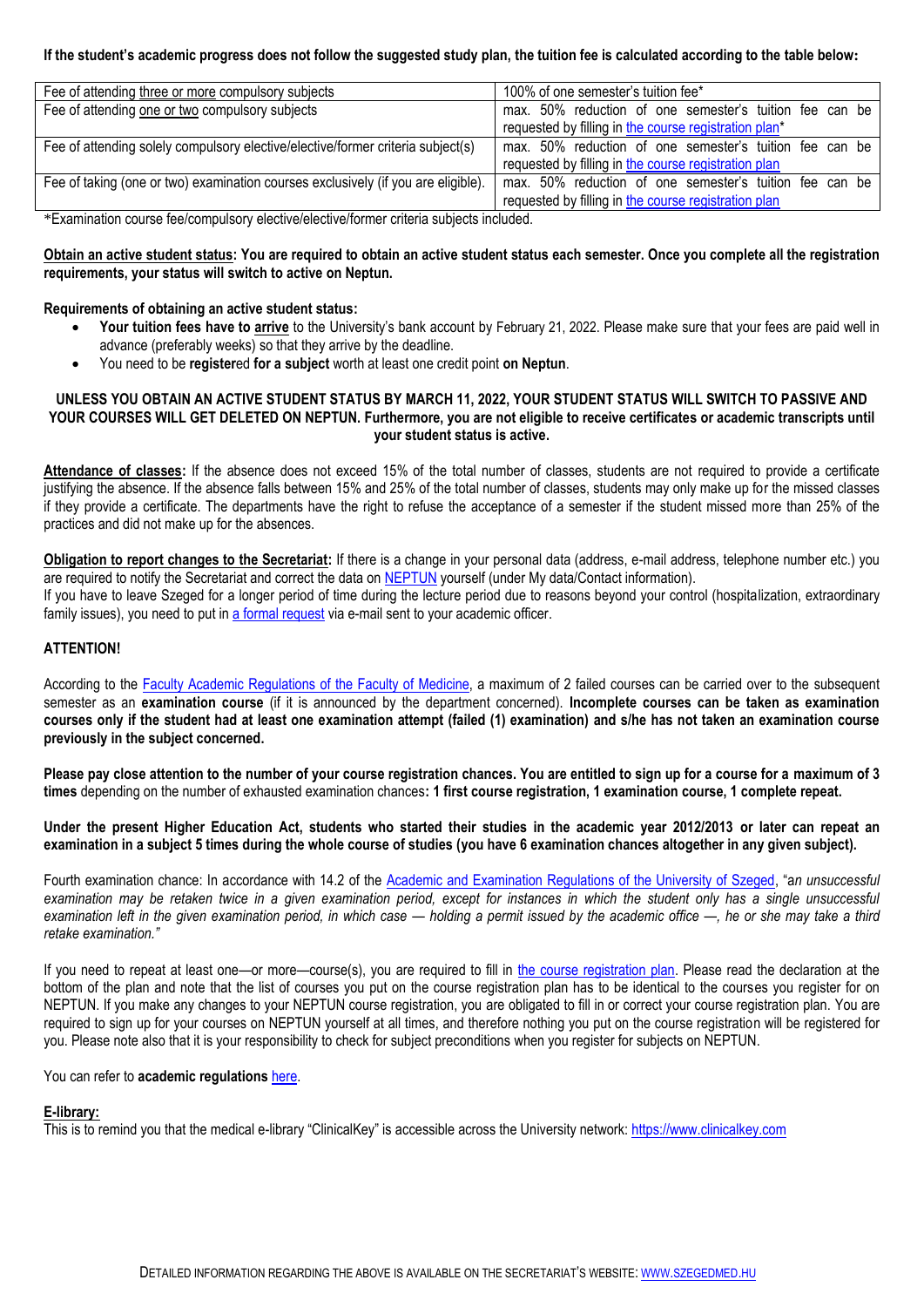**If the student's academic progress does not follow the suggested study plan, the tuition fee is calculated according to the table below:**

| | |
|---|---|
| Fee of attending three or more compulsory subjects | 100% of one semester's tuition fee* |
| Fee of attending one or two compulsory subjects | max. 50% reduction of one semester's tuition fee can be requested by filling in the course registration plan* |
| Fee of attending solely compulsory elective/elective/former criteria subject(s) | max. 50% reduction of one semester's tuition fee can be requested by filling in the course registration plan |
| Fee of taking (one or two) examination courses exclusively (if you are eligible). | max. 50% reduction of one semester's tuition fee can be requested by filling in the course registration plan |

*Examination course fee/compulsory elective/elective/former criteria subjects included.

**Obtain an active student status: You are required to obtain an active student status each semester. Once you complete all the registration requirements, your status will switch to active on Neptun.**

**Requirements of obtaining an active student status:**

- **Your tuition fees have to arrive** to the University's bank account by February 21, 2022. Please make sure that your fees are paid well in advance (preferably weeks) so that they arrive by the deadline.
- You need to be **register**ed **for a subject** worth at least one credit point **on Neptun**.

**UNLESS YOU OBTAIN AN ACTIVE STUDENT STATUS BY MARCH 11, 2022, YOUR STUDENT STATUS WILL SWITCH TO PASSIVE AND YOUR COURSES WILL GET DELETED ON NEPTUN. Furthermore, you are not eligible to receive certificates or academic transcripts until your student status is active.**

**Attendance of classes:** If the absence does not exceed 15% of the total number of classes, students are not required to provide a certificate justifying the absence. If the absence falls between 15% and 25% of the total number of classes, students may only make up for the missed classes if they provide a certificate. The departments have the right to refuse the acceptance of a semester if the student missed more than 25% of the practices and did not make up for the absences.

**Obligation to report changes to the Secretariat:** If there is a change in your personal data (address, e-mail address, telephone number etc.) you are required to notify the Secretariat and correct the data on NEPTUN yourself (under My data/Contact information).

If you have to leave Szeged for a longer period of time during the lecture period due to reasons beyond your control (hospitalization, extraordinary family issues), you need to put in a formal request via e-mail sent to your academic officer.

**ATTENTION!**

According to the Faculty Academic Regulations of the Faculty of Medicine, a maximum of 2 failed courses can be carried over to the subsequent semester as an **examination course** (if it is announced by the department concerned). **Incomplete courses can be taken as examination courses only if the student had at least one examination attempt (failed (1) examination) and s/he has not taken an examination course previously in the subject concerned.**

**Please pay close attention to the number of your course registration chances. You are entitled to sign up for a course for a maximum of 3 times** depending on the number of exhausted examination chances**: 1 first course registration, 1 examination course, 1 complete repeat.**

**Under the present Higher Education Act, students who started their studies in the academic year 2012/2013 or later can repeat an examination in a subject 5 times during the whole course of studies (you have 6 examination chances altogether in any given subject).**

Fourth examination chance: In accordance with 14.2 of the Academic and Examination Regulations of the University of Szeged, "*an unsuccessful examination may be retaken twice in a given examination period, except for instances in which the student only has a single unsuccessful examination left in the given examination period, in which case — holding a permit issued by the academic office —, he or she may take a third retake examination."*

If you need to repeat at least one—or more—course(s), you are required to fill in the course registration plan. Please read the declaration at the bottom of the plan and note that the list of courses you put on the course registration plan has to be identical to the courses you register for on NEPTUN. If you make any changes to your NEPTUN course registration, you are obligated to fill in or correct your course registration plan. You are required to sign up for your courses on NEPTUN yourself at all times, and therefore nothing you put on the course registration will be registered for you. Please note also that it is your responsibility to check for subject preconditions when you register for subjects on NEPTUN.

You can refer to **academic regulations** here.

**E-library:**

This is to remind you that the medical e-library "ClinicalKey" is accessible across the University network: https://www.clinicalkey.com

DETAILED INFORMATION REGARDING THE ABOVE IS AVAILABLE ON THE SECRETARIAT'S WEBSITE: WWW.SZEGEDMED.HU